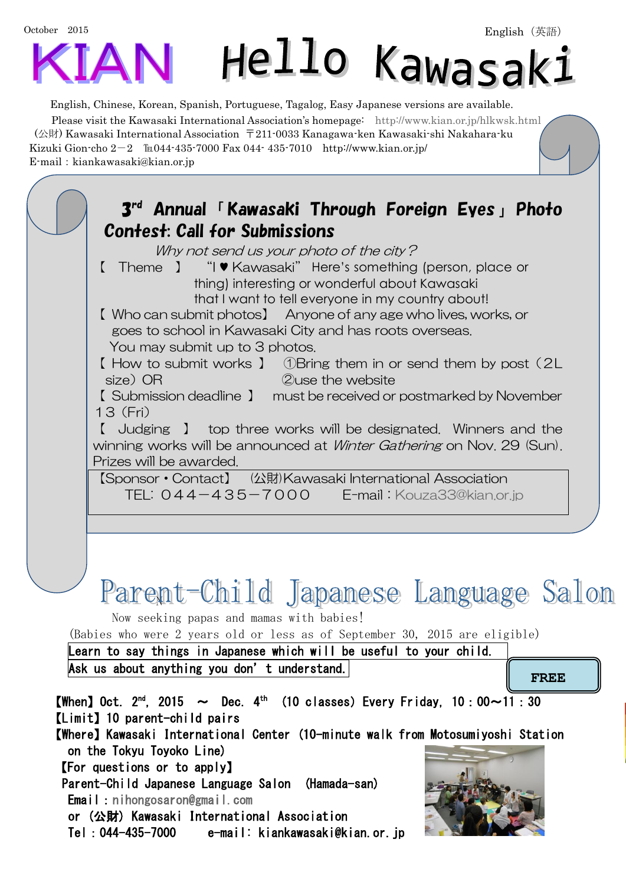October 2015

English（英語）

# KIAN Hello Kawasaki

English, Chinese, Korean, Spanish, Portuguese, Tagalog, Easy Japanese versions are available.

Please visit the Kawasaki International Association's homepage: http://www.kian.or.jp/hlkwsk.html

(公財) Kawasaki International Association 〒211-0033 Kanagawa-ken Kawasaki-shi Nakahara-ku Kizuki Gion-cho 2－2 ℡044-435-7000 Fax 044- 435-7010 http://www.kian.or.jp/

E-mail：kiankawasaki@kian.or.jp

## 3rd Annual「Kawasaki Through Foreign Eyes」Photo Contest: Call for Submissions

*Why not send us your photo of the city?*

【 Theme 】 "I ♥ Kawasaki" Here's something (person, place or thing) interesting or wonderful about Kawasaki that I want to tell everyone in my country about!

【 Who can submit photos】 Anyone of any age who lives, works, or goes to school in Kawasaki City and has roots overseas. You may submit up to 3 photos.

【 How to submit works 】 ①Bring them in or send them by post（2L size）OR ②use the website

【 Submission deadline 】 must be received or postmarked by November 13（Fri）

【 Judging 】 top three works will be designated. Winners and the winning works will be announced at *Winter Gathering* on Nov. 29 (Sun). Prizes will be awarded.

【Sponsor・Contact】 (公財)Kawasaki International Association
TEL: 044－435－7000 E-mail：Kouza33@kian.or.jp

## Parent-Child Japanese Language Salon

Now seeking papas and mamas with babies!

(Babies who were 2 years old or less as of September 30, 2015 are eligible)

Learn to say things in Japanese which will be useful to your child.

Ask us about anything you don't understand.

**FREE**

【When】Oct. 2nd, 2015 ～ Dec. 4th (10 classes) Every Friday, 10：00～11：30

【Limit】10 parent-child pairs

【Where】Kawasaki International Center (10-minute walk from Motosumiyoshi Station on the Tokyu Toyoko Line)

【For questions or to apply】

Parent-Child Japanese Language Salon (Hamada-san)

Email：nihongosaron@gmail.com

or (公財) Kawasaki International Association

Tel：044-435-7000 e-mail: kiankawasaki@kian.or.jp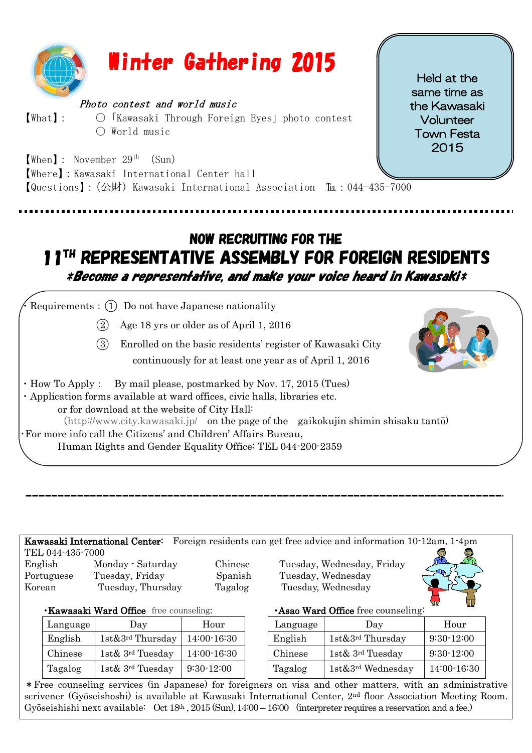# Winter Gathering 2015

*Photo contest and world music*

【What】: ○「Kawasaki Through Foreign Eyes」photo contest
○ World music

Held at the same time as the Kawasaki Volunteer Town Festa 2015

【When】: November 29th (Sun)
【Where】: Kawasaki International Center hall
【Questions】: (公財) Kawasaki International Association ℡: 044-435-7000

---

## NOW RECRUITING FOR THE

# 11TH REPRESENTATIVE ASSEMBLY FOR FOREIGN RESIDENTS

***Become a representative, and make your voice heard in Kawasaki***

・Requirements : ① Do not have Japanese nationality
② Age 18 yrs or older as of April 1, 2016
③ Enrolled on the basic residents' register of Kawasaki City continuously for at least one year as of April 1, 2016

・How To Apply : By mail please, postmarked by Nov. 17, 2015 (Tues)
・Application forms available at ward offices, civic halls, libraries etc. or for download at the website of City Hall: (http://www.city.kawasaki.jp/ on the page of the gaikokujin shimin shisaku tantō)
・For more info call the Citizens' and Children' Affairs Bureau, Human Rights and Gender Equality Office: TEL 044-200-2359

---

**Kawasaki International Center:** Foreign residents can get free advice and information 10-12am, 1-4pm
TEL 044-435-7000

| | | | |
|---|---|---|---|
| English | Monday - Saturday | Chinese | Tuesday, Wednesday, Friday |
| Portuguese | Tuesday, Friday | Spanish | Tuesday, Wednesday |
| Korean | Tuesday, Thursday | Tagalog | Tuesday, Wednesday |

・**Kawasaki Ward Office** free counseling:

| Language | Day | Hour |
|---|---|---|
| English | 1st&3rd Thursday | 14:00-16:30 |
| Chinese | 1st& 3rd Tuesday | 14:00-16:30 |
| Tagalog | 1st& 3rd Tuesday | 9:30-12:00 |

・**Asao Ward Office** free counseling:

| Language | Day | Hour |
|---|---|---|
| English | 1st&3rd Thursday | 9:30-12:00 |
| Chinese | 1st& 3rd Tuesday | 9:30-12:00 |
| Tagalog | 1st&3rd Wednesday | 14:00-16:30 |

＊Free counseling services (in Japanese) for foreigners on visa and other matters, with an administrative scrivener (Gyōseishoshi) is available at Kawasaki International Center, 2nd floor Association Meeting Room. Gyōseishishi next available: Oct 18th, 2015 (Sun), 14:00 – 16:00 (interpreter requires a reservation and a fee.)